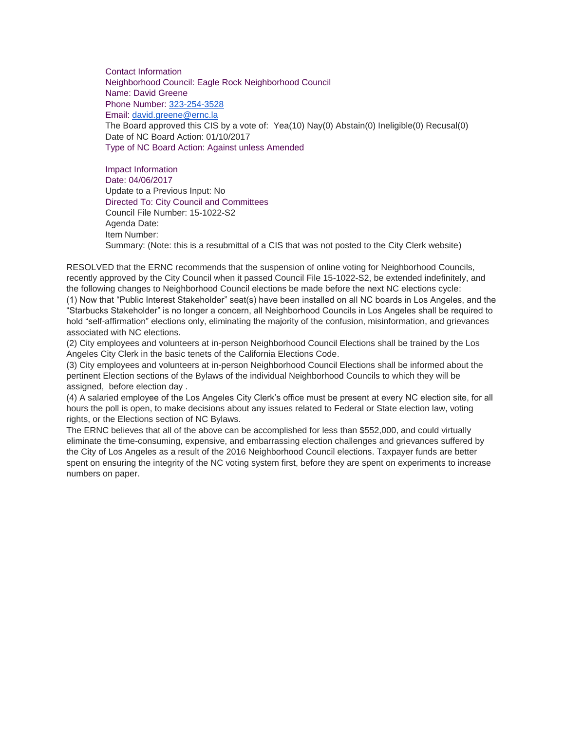Contact Information
Neighborhood Council: Eagle Rock Neighborhood Council
Name: David Greene
Phone Number: 323-254-3528
Email: david.greene@ernc.la
The Board approved this CIS by a vote of: Yea(10) Nay(0) Abstain(0) Ineligible(0) Recusal(0)
Date of NC Board Action: 01/10/2017
Type of NC Board Action: Against unless Amended

Impact Information
Date: 04/06/2017
Update to a Previous Input: No
Directed To: City Council and Committees
Council File Number: 15-1022-S2
Agenda Date:
Item Number:
Summary: (Note: this is a resubmittal of a CIS that was not posted to the City Clerk website)

RESOLVED that the ERNC recommends that the suspension of online voting for Neighborhood Councils, recently approved by the City Council when it passed Council File 15-1022-S2, be extended indefinitely, and the following changes to Neighborhood Council elections be made before the next NC elections cycle:
(1) Now that "Public Interest Stakeholder" seat(s) have been installed on all NC boards in Los Angeles, and the "Starbucks Stakeholder" is no longer a concern, all Neighborhood Councils in Los Angeles shall be required to hold "self-affirmation" elections only, eliminating the majority of the confusion, misinformation, and grievances associated with NC elections.
(2) City employees and volunteers at in-person Neighborhood Council Elections shall be trained by the Los Angeles City Clerk in the basic tenets of the California Elections Code.
(3) City employees and volunteers at in-person Neighborhood Council Elections shall be informed about the pertinent Election sections of the Bylaws of the individual Neighborhood Councils to which they will be assigned, before election day .
(4) A salaried employee of the Los Angeles City Clerk's office must be present at every NC election site, for all hours the poll is open, to make decisions about any issues related to Federal or State election law, voting rights, or the Elections section of NC Bylaws.
The ERNC believes that all of the above can be accomplished for less than $552,000, and could virtually eliminate the time-consuming, expensive, and embarrassing election challenges and grievances suffered by the City of Los Angeles as a result of the 2016 Neighborhood Council elections. Taxpayer funds are better spent on ensuring the integrity of the NC voting system first, before they are spent on experiments to increase numbers on paper.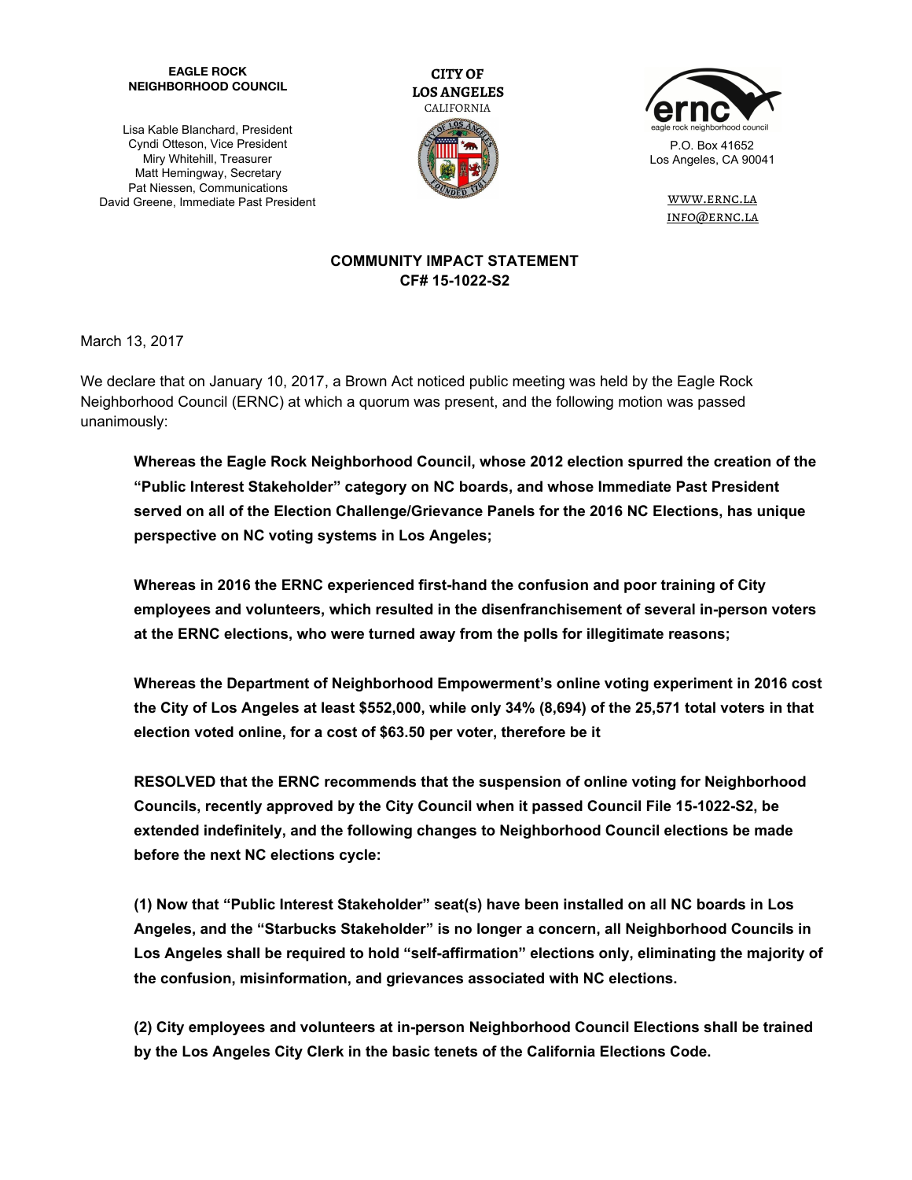**EAGLE ROCK NEIGHBORHOOD COUNCIL**

Lisa Kable Blanchard, President
Cyndi Otteson, Vice President
Miry Whitehill, Treasurer
Matt Hemingway, Secretary
Pat Niessen, Communications
David Greene, Immediate Past President

**CITY OF LOS ANGELES**
CALIFORNIA

ernc
eagle rock neighborhood council

P.O. Box 41652
Los Angeles, CA 90041

WWW.ERNC.LA
INFO@ERNC.LA

**COMMUNITY IMPACT STATEMENT**
**CF# 15-1022-S2**

March 13, 2017

We declare that on January 10, 2017, a Brown Act noticed public meeting was held by the Eagle Rock Neighborhood Council (ERNC) at which a quorum was present, and the following motion was passed unanimously:

**Whereas the Eagle Rock Neighborhood Council, whose 2012 election spurred the creation of the "Public Interest Stakeholder" category on NC boards, and whose Immediate Past President served on all of the Election Challenge/Grievance Panels for the 2016 NC Elections, has unique perspective on NC voting systems in Los Angeles;**

**Whereas in 2016 the ERNC experienced first-hand the confusion and poor training of City employees and volunteers, which resulted in the disenfranchisement of several in-person voters at the ERNC elections, who were turned away from the polls for illegitimate reasons;**

**Whereas the Department of Neighborhood Empowerment's online voting experiment in 2016 cost the City of Los Angeles at least $552,000, while only 34% (8,694) of the 25,571 total voters in that election voted online, for a cost of $63.50 per voter, therefore be it**

**RESOLVED that the ERNC recommends that the suspension of online voting for Neighborhood Councils, recently approved by the City Council when it passed Council File 15-1022-S2, be extended indefinitely, and the following changes to Neighborhood Council elections be made before the next NC elections cycle:**

**(1) Now that "Public Interest Stakeholder" seat(s) have been installed on all NC boards in Los Angeles, and the "Starbucks Stakeholder" is no longer a concern, all Neighborhood Councils in Los Angeles shall be required to hold "self-affirmation" elections only, eliminating the majority of the confusion, misinformation, and grievances associated with NC elections.**

**(2) City employees and volunteers at in-person Neighborhood Council Elections shall be trained by the Los Angeles City Clerk in the basic tenets of the California Elections Code.**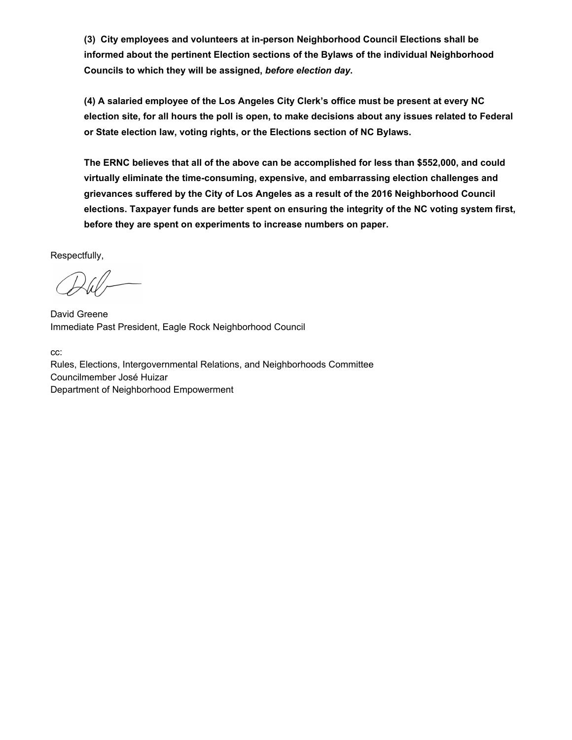**(3) City employees and volunteers at in-person Neighborhood Council Elections shall be informed about the pertinent Election sections of the Bylaws of the individual Neighborhood Councils to which they will be assigned, *before election day*.**

**(4) A salaried employee of the Los Angeles City Clerk's office must be present at every NC election site, for all hours the poll is open, to make decisions about any issues related to Federal or State election law, voting rights, or the Elections section of NC Bylaws.**

**The ERNC believes that all of the above can be accomplished for less than $552,000, and could virtually eliminate the time-consuming, expensive, and embarrassing election challenges and grievances suffered by the City of Los Angeles as a result of the 2016 Neighborhood Council elections. Taxpayer funds are better spent on ensuring the integrity of the NC voting system first, before they are spent on experiments to increase numbers on paper.**

Respectfully,

David Greene
Immediate Past President, Eagle Rock Neighborhood Council

cc:
Rules, Elections, Intergovernmental Relations, and Neighborhoods Committee
Councilmember José Huizar
Department of Neighborhood Empowerment